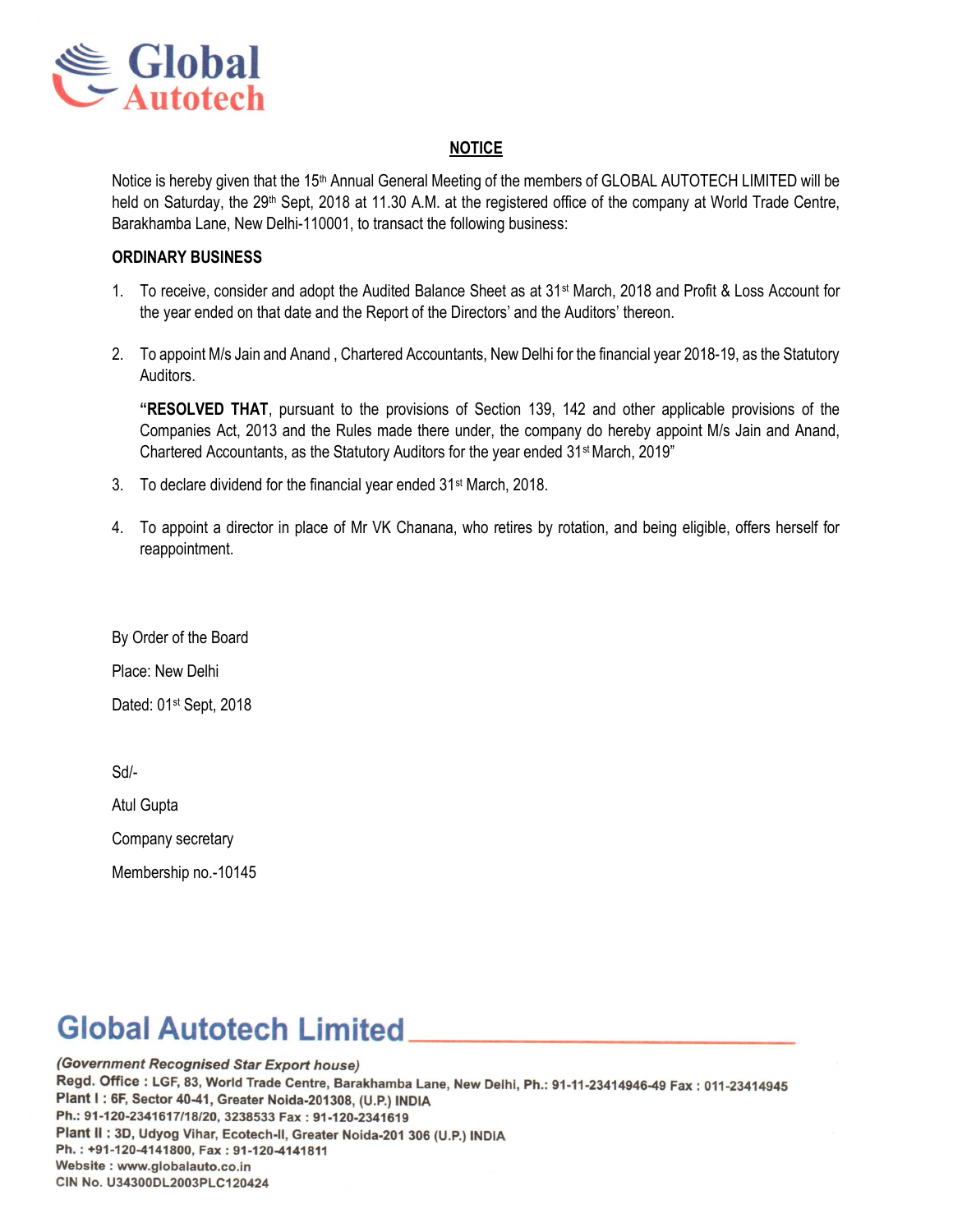Global Autotech

## NOTICE

Notice is hereby given that the 15th Annual General Meeting of the members of GLOBAL AUTOTECH LIMITED will be held on Saturday, the 29th Sept, 2018 at 11.30 A.M. at the registered office of the company at World Trade Centre, Barakhamba Lane, New Delhi-110001, to transact the following business:

**ORDINARY BUSINESS**

1. To receive, consider and adopt the Audited Balance Sheet as at 31st March, 2018 and Profit & Loss Account for the year ended on that date and the Report of the Directors' and the Auditors' thereon.

2. To appoint M/s Jain and Anand , Chartered Accountants, New Delhi for the financial year 2018-19, as the Statutory Auditors.

   **"RESOLVED THAT**, pursuant to the provisions of Section 139, 142 and other applicable provisions of the Companies Act, 2013 and the Rules made there under, the company do hereby appoint M/s Jain and Anand, Chartered Accountants, as the Statutory Auditors for the year ended 31st March, 2019"

3. To declare dividend for the financial year ended 31st March, 2018.

4. To appoint a director in place of Mr VK Chanana, who retires by rotation, and being eligible, offers herself for reappointment.

By Order of the Board

Place: New Delhi

Dated: 01st Sept, 2018

Sd/-

Atul Gupta

Company secretary

Membership no.-10145

**Global Autotech Limited**

*(Government Recognised Star Export house)*

**Regd. Office :** LGF, 83, World Trade Centre, Barakhamba Lane, New Delhi, Ph.: 91-11-23414946-49 Fax : 011-23414945

**Plant I :** 6F, Sector 40-41, Greater Noida-201308, (U.P.) INDIA

Ph.: 91-120-2341617/18/20, 3238533 Fax : 91-120-2341619

**Plant II :** 3D, Udyog Vihar, Ecotech-II, Greater Noida-201 306 (U.P.) INDIA

Ph. : +91-120-4141800, Fax : 91-120-4141811

Website : www.globalauto.co.in

CIN No. U34300DL2003PLC120424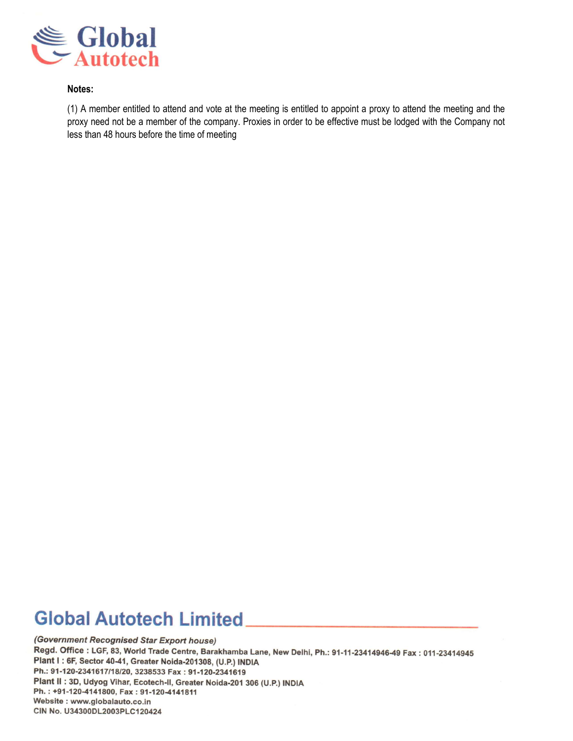**Notes:**

(1) A member entitled to attend and vote at the meeting is entitled to appoint a proxy to attend the meeting and the proxy need not be a member of the company. Proxies in order to be effective must be lodged with the Company not less than 48 hours before the time of meeting